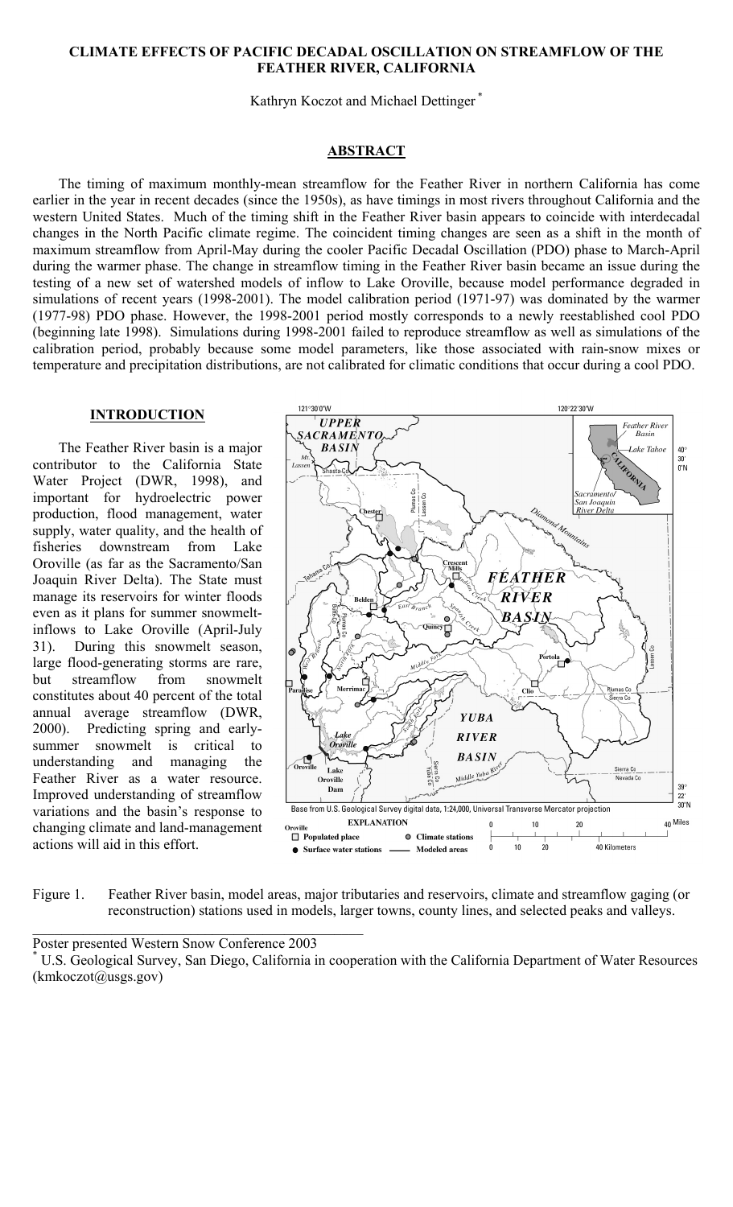# CLIMATE EFFECTS OF PACIFIC DECADAL OSCILLATION ON STREAMFLOW OF THE FEATHER RIVER, CALIFORNIA

Kathryn Koczot and Michael Dettinger*

## ABSTRACT

The timing of maximum monthly-mean streamflow for the Feather River in northern California has come earlier in the year in recent decades (since the 1950s), as have timings in most rivers throughout California and the western United States. Much of the timing shift in the Feather River basin appears to coincide with interdecadal changes in the North Pacific climate regime. The coincident timing changes are seen as a shift in the month of maximum streamflow from April-May during the cooler Pacific Decadal Oscillation (PDO) phase to March-April during the warmer phase. The change in streamflow timing in the Feather River basin became an issue during the testing of a new set of watershed models of inflow to Lake Oroville, because model performance degraded in simulations of recent years (1998-2001). The model calibration period (1971-97) was dominated by the warmer (1977-98) PDO phase. However, the 1998-2001 period mostly corresponds to a newly reestablished cool PDO (beginning late 1998). Simulations during 1998-2001 failed to reproduce streamflow as well as simulations of the calibration period, probably because some model parameters, like those associated with rain-snow mixes or temperature and precipitation distributions, are not calibrated for climatic conditions that occur during a cool PDO.

## INTRODUCTION

The Feather River basin is a major contributor to the California State Water Project (DWR, 1998), and important for hydroelectric power production, flood management, water supply, water quality, and the health of fisheries downstream from Lake Oroville (as far as the Sacramento/San Joaquin River Delta). The State must manage its reservoirs for winter floods even as it plans for summer snowmelt-inflows to Lake Oroville (April-July 31). During this snowmelt season, large flood-generating storms are rare, but streamflow from snowmelt constitutes about 40 percent of the total annual average streamflow (DWR, 2000). Predicting spring and early-summer snowmelt is critical to understanding and managing the Feather River as a water resource. Improved understanding of streamflow variations and the basin's response to changing climate and land-management actions will aid in this effort.

Figure 1. Feather River basin, model areas, major tributaries and reservoirs, climate and streamflow gaging (or reconstruction) stations used in models, larger towns, county lines, and selected peaks and valleys.

Poster presented Western Snow Conference 2003

* U.S. Geological Survey, San Diego, California in cooperation with the California Department of Water Resources (kmkoczot@usgs.gov)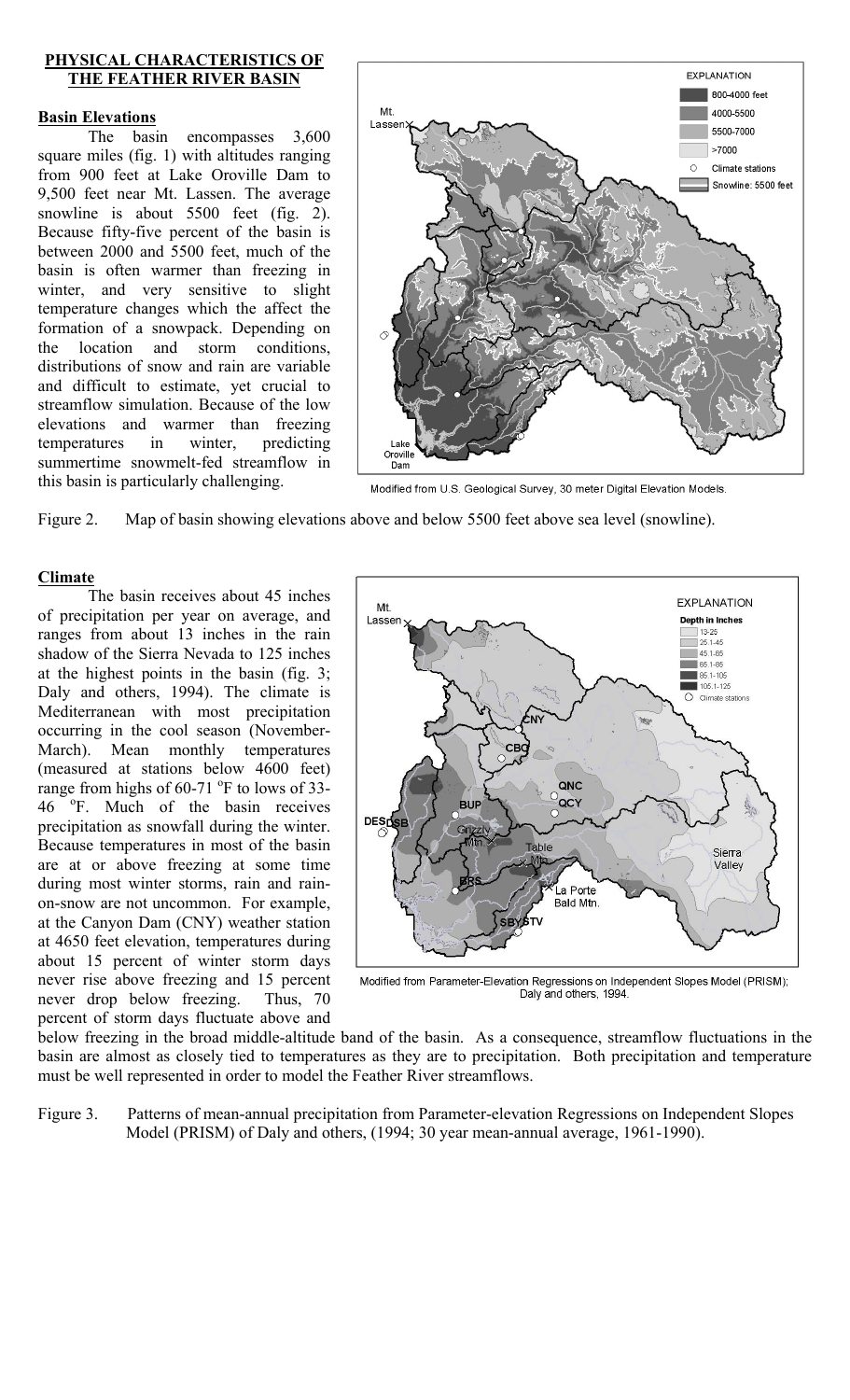## PHYSICAL CHARACTERISTICS OF THE FEATHER RIVER BASIN

### Basin Elevations

The basin encompasses 3,600 square miles (fig. 1) with altitudes ranging from 900 feet at Lake Oroville Dam to 9,500 feet near Mt. Lassen. The average snowline is about 5500 feet (fig. 2). Because fifty-five percent of the basin is between 2000 and 5500 feet, much of the basin is often warmer than freezing in winter, and very sensitive to slight temperature changes which the affect the formation of a snowpack. Depending on the location and storm conditions, distributions of snow and rain are variable and difficult to estimate, yet crucial to streamflow simulation. Because of the low elevations and warmer than freezing temperatures in winter, predicting summertime snowmelt-fed streamflow in this basin is particularly challenging.

Modified from U.S. Geological Survey, 30 meter Digital Elevation Models.

Figure 2. Map of basin showing elevations above and below 5500 feet above sea level (snowline).

### Climate

The basin receives about 45 inches of precipitation per year on average, and ranges from about 13 inches in the rain shadow of the Sierra Nevada to 125 inches at the highest points in the basin (fig. 3; Daly and others, 1994). The climate is Mediterranean with most precipitation occurring in the cool season (November-March). Mean monthly temperatures (measured at stations below 4600 feet) range from highs of 60-71 °F to lows of 33-46 °F. Much of the basin receives precipitation as snowfall during the winter. Because temperatures in most of the basin are at or above freezing at some time during most winter storms, rain and rain-on-snow are not uncommon. For example, at the Canyon Dam (CNY) weather station at 4650 feet elevation, temperatures during about 15 percent of winter storm days never rise above freezing and 15 percent never drop below freezing. Thus, 70 percent of storm days fluctuate above and below freezing in the broad middle-altitude band of the basin. As a consequence, streamflow fluctuations in the basin are almost as closely tied to temperatures as they are to precipitation. Both precipitation and temperature must be well represented in order to model the Feather River streamflows.

Modified from Parameter-Elevation Regressions on Independent Slopes Model (PRISM); Daly and others, 1994.

Figure 3. Patterns of mean-annual precipitation from Parameter-elevation Regressions on Independent Slopes Model (PRISM) of Daly and others, (1994; 30 year mean-annual average, 1961-1990).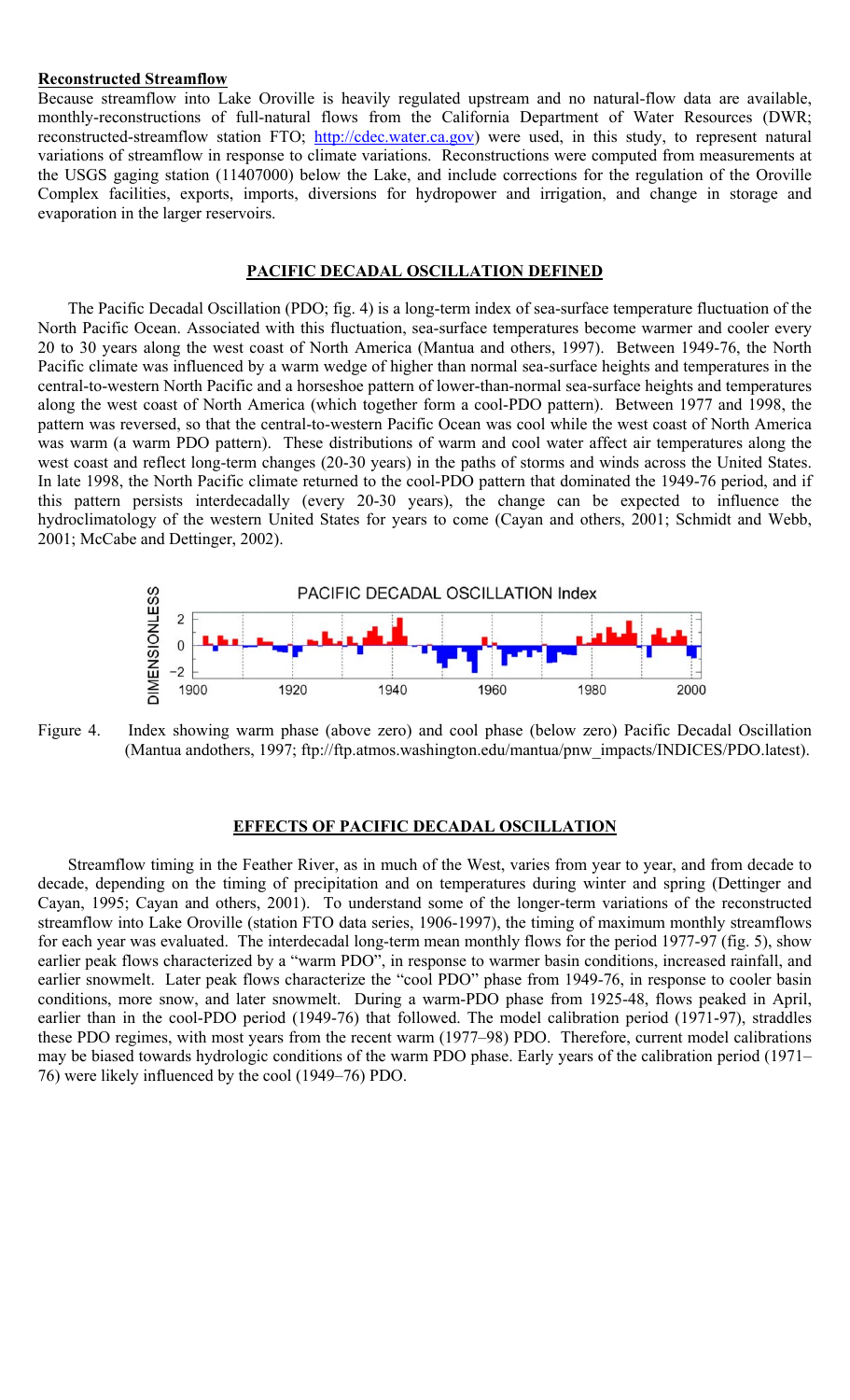**Reconstructed Streamflow**

Because streamflow into Lake Oroville is heavily regulated upstream and no natural-flow data are available, monthly-reconstructions of full-natural flows from the California Department of Water Resources (DWR; reconstructed-streamflow station FTO; http://cdec.water.ca.gov) were used, in this study, to represent natural variations of streamflow in response to climate variations. Reconstructions were computed from measurements at the USGS gaging station (11407000) below the Lake, and include corrections for the regulation of the Oroville Complex facilities, exports, imports, diversions for hydropower and irrigation, and change in storage and evaporation in the larger reservoirs.

## PACIFIC DECADAL OSCILLATION DEFINED

The Pacific Decadal Oscillation (PDO; fig. 4) is a long-term index of sea-surface temperature fluctuation of the North Pacific Ocean. Associated with this fluctuation, sea-surface temperatures become warmer and cooler every 20 to 30 years along the west coast of North America (Mantua and others, 1997). Between 1949-76, the North Pacific climate was influenced by a warm wedge of higher than normal sea-surface heights and temperatures in the central-to-western North Pacific and a horseshoe pattern of lower-than-normal sea-surface heights and temperatures along the west coast of North America (which together form a cool-PDO pattern). Between 1977 and 1998, the pattern was reversed, so that the central-to-western Pacific Ocean was cool while the west coast of North America was warm (a warm PDO pattern). These distributions of warm and cool water affect air temperatures along the west coast and reflect long-term changes (20-30 years) in the paths of storms and winds across the United States. In late 1998, the North Pacific climate returned to the cool-PDO pattern that dominated the 1949-76 period, and if this pattern persists interdecadally (every 20-30 years), the change can be expected to influence the hydroclimatology of the western United States for years to come (Cayan and others, 2001; Schmidt and Webb, 2001; McCabe and Dettinger, 2002).

Figure 4. Index showing warm phase (above zero) and cool phase (below zero) Pacific Decadal Oscillation (Mantua andothers, 1997; ftp://ftp.atmos.washington.edu/mantua/pnw_impacts/INDICES/PDO.latest).

## EFFECTS OF PACIFIC DECADAL OSCILLATION

Streamflow timing in the Feather River, as in much of the West, varies from year to year, and from decade to decade, depending on the timing of precipitation and on temperatures during winter and spring (Dettinger and Cayan, 1995; Cayan and others, 2001). To understand some of the longer-term variations of the reconstructed streamflow into Lake Oroville (station FTO data series, 1906-1997), the timing of maximum monthly streamflows for each year was evaluated. The interdecadal long-term mean monthly flows for the period 1977-97 (fig. 5), show earlier peak flows characterized by a "warm PDO", in response to warmer basin conditions, increased rainfall, and earlier snowmelt. Later peak flows characterize the "cool PDO" phase from 1949-76, in response to cooler basin conditions, more snow, and later snowmelt. During a warm-PDO phase from 1925-48, flows peaked in April, earlier than in the cool-PDO period (1949-76) that followed. The model calibration period (1971-97), straddles these PDO regimes, with most years from the recent warm (1977–98) PDO. Therefore, current model calibrations may be biased towards hydrologic conditions of the warm PDO phase. Early years of the calibration period (1971–76) were likely influenced by the cool (1949–76) PDO.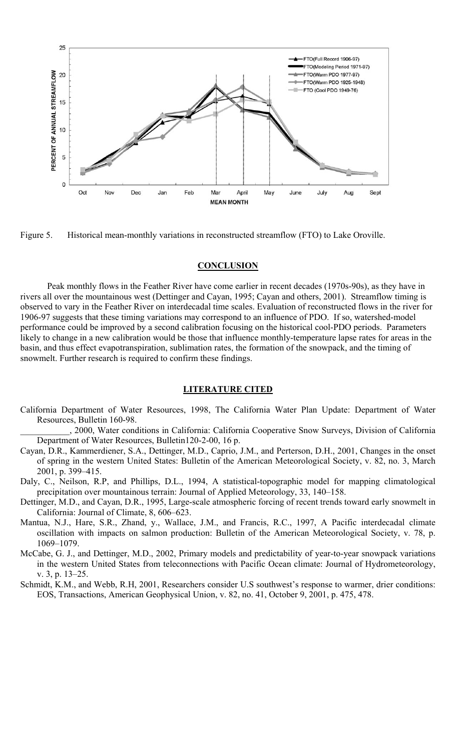25

20

15

10

5

0

PERCENT OF ANNUAL STREAMFLOW

Oct Nov Dec Jan Feb Mar April May June July Aug Sept

MEAN MONTH

FTO(Full Record 1906-97)
FTO(Modeling Period 1971-97)
FTO(Warm PDO 1977-97)
FTO(Warm PDO 1925-1948)
FTO (Cool PDO 1949-76)

Figure 5. Historical mean-monthly variations in reconstructed streamflow (FTO) to Lake Oroville.

## CONCLUSION

Peak monthly flows in the Feather River have come earlier in recent decades (1970s-90s), as they have in rivers all over the mountainous west (Dettinger and Cayan, 1995; Cayan and others, 2001). Streamflow timing is observed to vary in the Feather River on interdecadal time scales. Evaluation of reconstructed flows in the river for 1906-97 suggests that these timing variations may correspond to an influence of PDO. If so, watershed-model performance could be improved by a second calibration focusing on the historical cool-PDO periods. Parameters likely to change in a new calibration would be those that influence monthly-temperature lapse rates for areas in the basin, and thus effect evapotranspiration, sublimation rates, the formation of the snowpack, and the timing of snowmelt. Further research is required to confirm these findings.

## LITERATURE CITED

California Department of Water Resources, 1998, The California Water Plan Update: Department of Water Resources, Bulletin 160-98.

___________, 2000, Water conditions in California: California Cooperative Snow Surveys, Division of California Department of Water Resources, Bulletin120-2-00, 16 p.

Cayan, D.R., Kammerdiener, S.A., Dettinger, M.D., Caprio, J.M., and Perterson, D.H., 2001, Changes in the onset of spring in the western United States: Bulletin of the American Meteorological Society, v. 82, no. 3, March 2001, p. 399–415.

Daly, C., Neilson, R.P, and Phillips, D.L., 1994, A statistical-topographic model for mapping climatological precipitation over mountainous terrain: Journal of Applied Meteorology, 33, 140–158.

Dettinger, M.D., and Cayan, D.R., 1995, Large-scale atmospheric forcing of recent trends toward early snowmelt in California: Journal of Climate, 8, 606–623.

Mantua, N.J., Hare, S.R., Zhand, y., Wallace, J.M., and Francis, R.C., 1997, A Pacific interdecadal climate oscillation with impacts on salmon production: Bulletin of the American Meteorological Society, v. 78, p. 1069–1079.

McCabe, G. J., and Dettinger, M.D., 2002, Primary models and predictability of year-to-year snowpack variations in the western United States from teleconnections with Pacific Ocean climate: Journal of Hydrometeorology, v. 3, p. 13–25.

Schmidt, K.M., and Webb, R.H, 2001, Researchers consider U.S southwest's response to warmer, drier conditions: EOS, Transactions, American Geophysical Union, v. 82, no. 41, October 9, 2001, p. 475, 478.